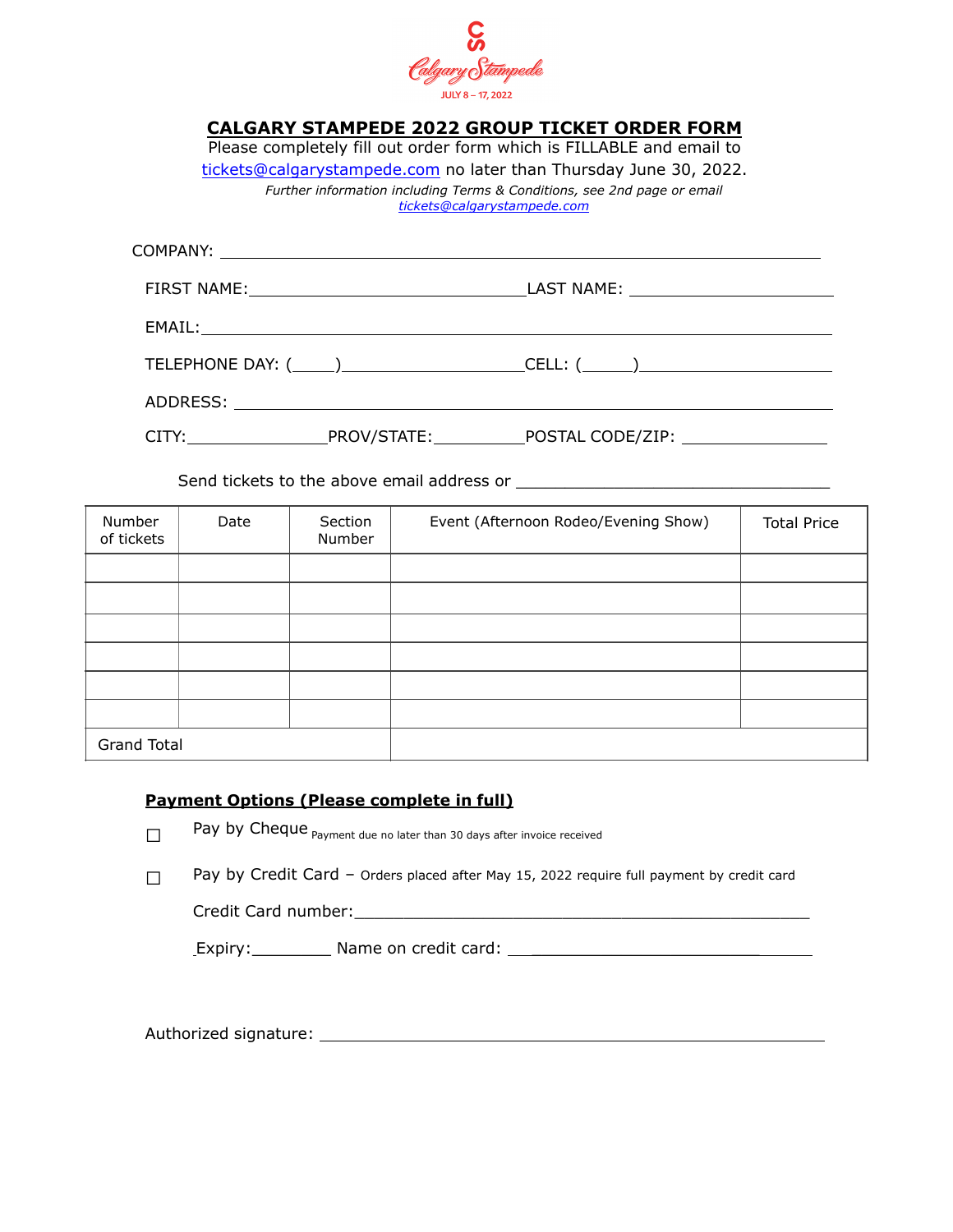Calgary Stampede

JULY 8 – 17, 2022

# CALGARY STAMPEDE 2022 GROUP TICKET ORDER FORM

Please completely fill out order form which is FILLABLE and email to tickets@calgarystampede.com no later than Thursday June 30, 2022.

*Further information including Terms & Conditions, see 2nd page or email tickets@calgarystampede.com*

COMPANY: ______________________________

FIRST NAME: ______________________________ LAST NAME: ______________________________

EMAIL: ______________________________

TELEPHONE DAY: (____) ______________________________ CELL: (____) ______________________________

ADDRESS: ______________________________

CITY: ______________ PROV/STATE: ______________ POSTAL CODE/ZIP: ______________

Send tickets to the above email address or ______________________________

| Number of tickets | Date | Section Number | Event (Afternoon Rodeo/Evening Show) | Total Price |
|---|---|---|---|---|
| | | | | |
| | | | | |
| | | | | |
| | | | | |
| | | | | |
| | | | | |
| Grand Total | | | | |

## Payment Options (Please complete in full)

☐ Pay by Cheque Payment due no later than 30 days after invoice received

☐ Pay by Credit Card – Orders placed after May 15, 2022 require full payment by credit card

Credit Card number: ______________________________

Expiry: __________ Name on credit card: ______________________________

Authorized signature: ______________________________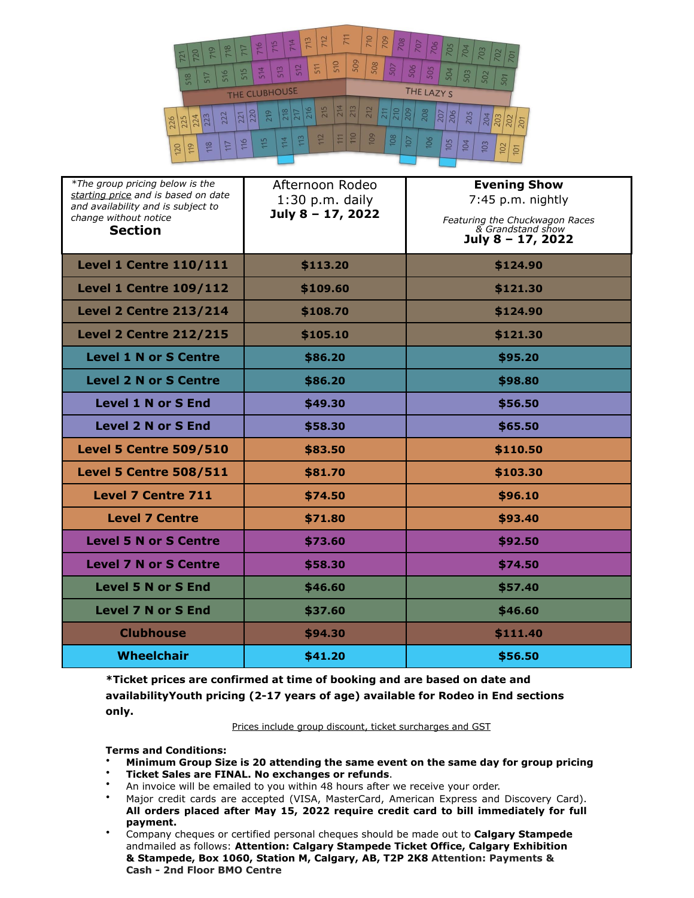THE CLUBHOUSE

THE LAZY S

| *The group pricing below is the starting price and is based on date and availability and is subject to change without notice **Section** | Afternoon Rodeo 1:30 p.m. daily **July 8 – 17, 2022** | **Evening Show** 7:45 p.m. nightly *Featuring the Chuckwagon Races & Grandstand show* **July 8 – 17, 2022** |
|---|---|---|
| **Level 1 Centre 110/111** | **$113.20** | **$124.90** |
| **Level 1 Centre 109/112** | **$109.60** | **$121.30** |
| **Level 2 Centre 213/214** | **$108.70** | **$124.90** |
| **Level 2 Centre 212/215** | **$105.10** | **$121.30** |
| **Level 1 N or S Centre** | **$86.20** | **$95.20** |
| **Level 2 N or S Centre** | **$86.20** | **$98.80** |
| **Level 1 N or S End** | **$49.30** | **$56.50** |
| **Level 2 N or S End** | **$58.30** | **$65.50** |
| **Level 5 Centre 509/510** | **$83.50** | **$110.50** |
| **Level 5 Centre 508/511** | **$81.70** | **$103.30** |
| **Level 7 Centre 711** | **$74.50** | **$96.10** |
| **Level 7 Centre** | **$71.80** | **$93.40** |
| **Level 5 N or S Centre** | **$73.60** | **$92.50** |
| **Level 7 N or S Centre** | **$58.30** | **$74.50** |
| **Level 5 N or S End** | **$46.60** | **$57.40** |
| **Level 7 N or S End** | **$37.60** | **$46.60** |
| **Clubhouse** | **$94.30** | **$111.40** |
| **Wheelchair** | **$41.20** | **$56.50** |

***Ticket prices are confirmed at time of booking and are based on date and availabilityYouth pricing (2-17 years of age) available for Rodeo in End sections only.**

Prices include group discount, ticket surcharges and GST

**Terms and Conditions:**

- **Minimum Group Size is 20 attending the same event on the same day for group pricing**
- **Ticket Sales are FINAL. No exchanges or refunds**.
- An invoice will be emailed to you within 48 hours after we receive your order.
- Major credit cards are accepted (VISA, MasterCard, American Express and Discovery Card). **All orders placed after May 15, 2022 require credit card to bill immediately for full payment.**
- Company cheques or certified personal cheques should be made out to **Calgary Stampede** andmailed as follows: **Attention: Calgary Stampede Ticket Office, Calgary Exhibition & Stampede, Box 1060, Station M, Calgary, AB, T2P 2K8** **Attention: Payments & Cash - 2nd Floor BMO Centre**